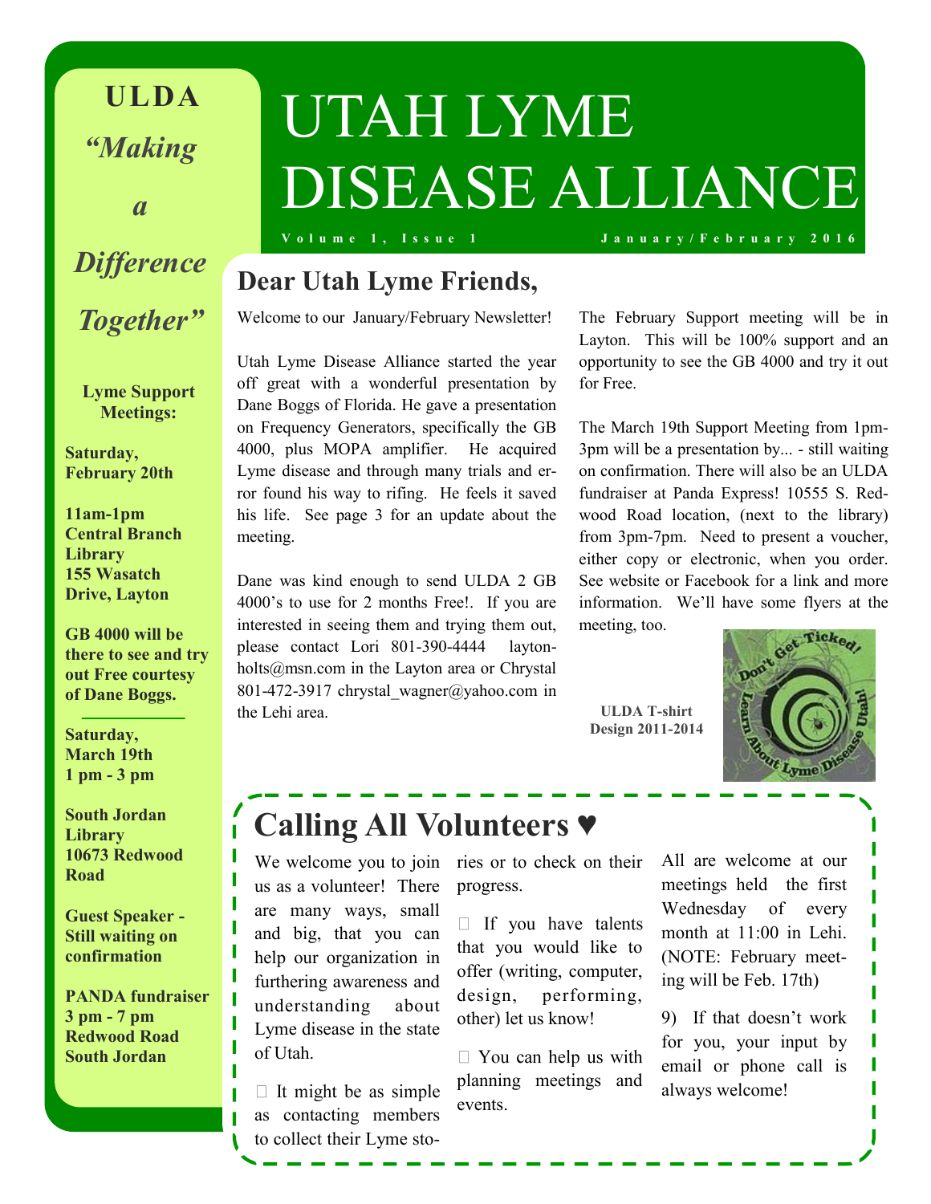# UTAH LYME DISEASE ALLIANCE

Volume 1, Issue 1 — January/February 2016

**ULDA**

*"Making a Difference Together"*

**Lyme Support Meetings:**

**Saturday, February 20th**

**11am-1pm**
**Central Branch Library**
**155 Wasatch Drive, Layton**

**GB 4000 will be there to see and try out Free courtesy of Dane Boggs.**

---

**Saturday, March 19th**
**1 pm - 3 pm**

**South Jordan Library**
**10673 Redwood Road**

**Guest Speaker - Still waiting on confirmation**

**PANDA fundraiser**
**3 pm - 7 pm**
**Redwood Road**
**South Jordan**

## Dear Utah Lyme Friends,

Welcome to our January/February Newsletter!

Utah Lyme Disease Alliance started the year off great with a wonderful presentation by Dane Boggs of Florida. He gave a presentation on Frequency Generators, specifically the GB 4000, plus MOPA amplifier. He acquired Lyme disease and through many trials and error found his way to rifing. He feels it saved his life. See page 3 for an update about the meeting.

Dane was kind enough to send ULDA 2 GB 4000's to use for 2 months Free!. If you are interested in seeing them and trying them out, please contact Lori 801-390-4444 laytonholts@msn.com in the Layton area or Chrystal 801-472-3917 chrystal_wagner@yahoo.com in the Lehi area.

The February Support meeting will be in Layton. This will be 100% support and an opportunity to see the GB 4000 and try it out for Free.

The March 19th Support Meeting from 1pm-3pm will be a presentation by... - still waiting on confirmation. There will also be an ULDA fundraiser at Panda Express! 10555 S. Redwood Road location, (next to the library) from 3pm-7pm. Need to present a voucher, either copy or electronic, when you order. See website or Facebook for a link and more information. We'll have some flyers at the meeting, too.

**ULDA T-shirt Design 2011-2014**

## Calling All Volunteers ♥

We welcome you to join us as a volunteer! There are many ways, small and big, that you can help our organization in furthering awareness and understanding about Lyme disease in the state of Utah.

- It might be as simple as contacting members to collect their Lyme stories or to check on their progress.
- If you have talents that you would like to offer (writing, computer, design, performing, other) let us know!
- You can help us with planning meetings and events.

All are welcome at our meetings held the first Wednesday of every month at 11:00 in Lehi. (NOTE: February meeting will be Feb. 17th)

9) If that doesn't work for you, your input by email or phone call is always welcome!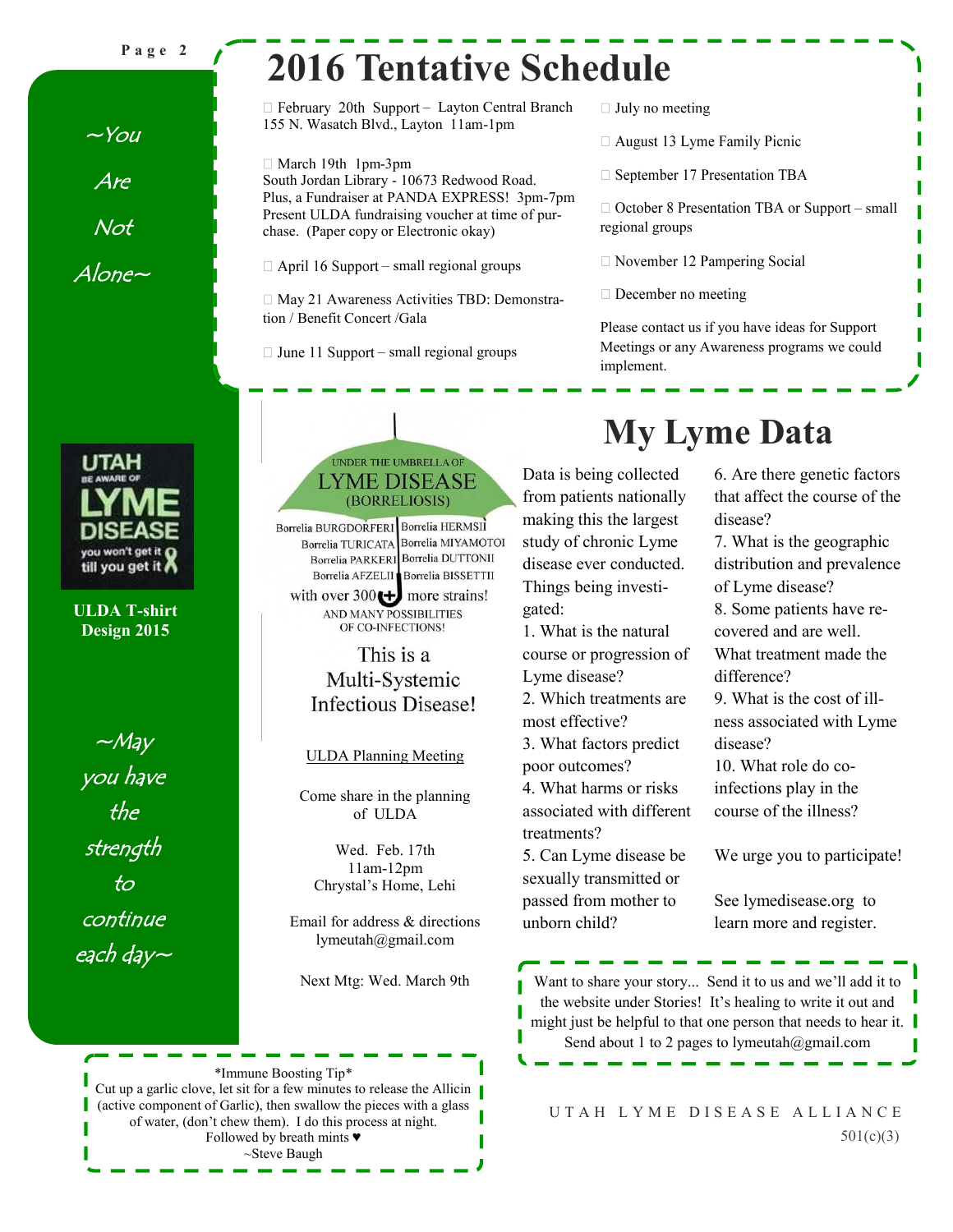~You Are Not Alone~

# 2016 Tentative Schedule

- February 20th Support – Layton Central Branch 155 N. Wasatch Blvd., Layton 11am-1pm
- March 19th 1pm-3pm South Jordan Library - 10673 Redwood Road. Plus, a Fundraiser at PANDA EXPRESS! 3pm-7pm Present ULDA fundraising voucher at time of purchase. (Paper copy or Electronic okay)
- April 16 Support – small regional groups
- May 21 Awareness Activities TBD: Demonstration / Benefit Concert /Gala
- June 11 Support – small regional groups
- July no meeting
- August 13 Lyme Family Picnic
- September 17 Presentation TBA
- October 8 Presentation TBA or Support – small regional groups
- November 12 Pampering Social
- December no meeting

Please contact us if you have ideas for Support Meetings or any Awareness programs we could implement.

UTAH BE AWARE OF LYME DISEASE you won't get it till you get it

**ULDA T-shirt Design 2015**

~May you have the strength to continue each day~

UNDER THE UMBRELLA OF LYME DISEASE (BORRELIOSIS)

Borrelia BURGDORFERI | Borrelia HERMSII
Borrelia TURICATA | Borrelia MIYAMOTOI
Borrelia PARKERI | Borrelia DUTTONII
Borrelia AFZELII | Borrelia BISSETTII

with over 300+ more strains!

AND MANY POSSIBILITIES OF CO-INFECTIONS!

This is a Multi-Systemic Infectious Disease!

ULDA Planning Meeting

Come share in the planning of ULDA

Wed. Feb. 17th
11am-12pm
Chrystal's Home, Lehi

Email for address & directions
lymeutah@gmail.com

Next Mtg: Wed. March 9th

# My Lyme Data

Data is being collected from patients nationally making this the largest study of chronic Lyme disease ever conducted. Things being investigated:

1. What is the natural course or progression of Lyme disease?
2. Which treatments are most effective?
3. What factors predict poor outcomes?
4. What harms or risks associated with different treatments?
5. Can Lyme disease be sexually transmitted or passed from mother to unborn child?
6. Are there genetic factors that affect the course of the disease?
7. What is the geographic distribution and prevalence of Lyme disease?
8. Some patients have recovered and are well. What treatment made the difference?
9. What is the cost of illness associated with Lyme disease?
10. What role do co-infections play in the course of the illness?

We urge you to participate!

See lymedisease.org to learn more and register.

Want to share your story... Send it to us and we'll add it to the website under Stories! It's healing to write it out and might just be helpful to that one person that needs to hear it. Send about 1 to 2 pages to lymeutah@gmail.com

*Immune Boosting Tip*
Cut up a garlic clove, let sit for a few minutes to release the Allicin (active component of Garlic), then swallow the pieces with a glass of water, (don't chew them). I do this process at night.
Followed by breath mints ♥
~Steve Baugh

UTAH LYME DISEASE ALLIANCE
501(c)(3)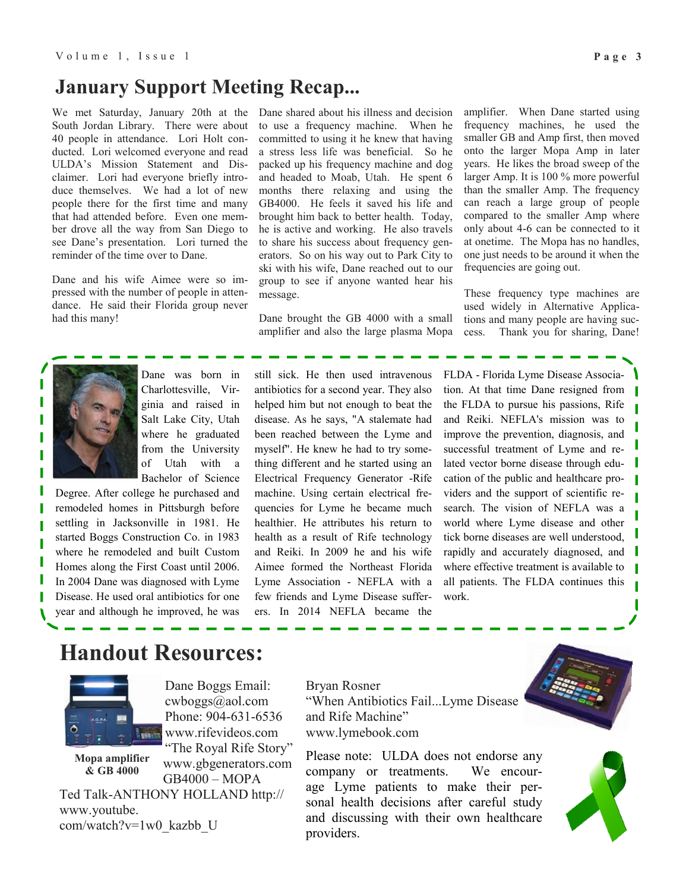## January Support Meeting Recap...

We met Saturday, January 20th at the South Jordan Library. There were about 40 people in attendance. Lori Holt conducted. Lori welcomed everyone and read ULDA's Mission Statement and Disclaimer. Lori had everyone briefly introduce themselves. We had a lot of new people there for the first time and many that had attended before. Even one member drove all the way from San Diego to see Dane's presentation. Lori turned the reminder of the time over to Dane.

Dane and his wife Aimee were so impressed with the number of people in attendance. He said their Florida group never had this many!

Dane shared about his illness and decision to use a frequency machine. When he committed to using it he knew that having a stress less life was beneficial. So he packed up his frequency machine and dog and headed to Moab, Utah. He spent 6 months there relaxing and using the GB4000. He feels it saved his life and brought him back to better health. Today, he is active and working. He also travels to share his success about frequency generators. So on his way out to Park City to ski with his wife, Dane reached out to our group to see if anyone wanted hear his message.

Dane brought the GB 4000 with a small amplifier and also the large plasma Mopa amplifier. When Dane started using frequency machines, he used the smaller GB and Amp first, then moved onto the larger Mopa Amp in later years. He likes the broad sweep of the larger Amp. It is 100 % more powerful than the smaller Amp. The frequency can reach a large group of people compared to the smaller Amp where only about 4-6 can be connected to it at onetime. The Mopa has no handles, one just needs to be around it when the frequencies are going out.

These frequency type machines are used widely in Alternative Applications and many people are having success. Thank you for sharing, Dane!

Dane was born in Charlottesville, Virginia and raised in Salt Lake City, Utah where he graduated from the University of Utah with a Bachelor of Science Degree. After college he purchased and remodeled homes in Pittsburgh before settling in Jacksonville in 1981. He started Boggs Construction Co. in 1983 where he remodeled and built Custom Homes along the First Coast until 2006. In 2004 Dane was diagnosed with Lyme Disease. He used oral antibiotics for one year and although he improved, he was still sick. He then used intravenous antibiotics for a second year. They also helped him but not enough to beat the disease. As he says, "A stalemate had been reached between the Lyme and myself". He knew he had to try something different and he started using an Electrical Frequency Generator -Rife machine. Using certain electrical frequencies for Lyme he became much healthier. He attributes his return to health as a result of Rife technology and Reiki. In 2009 he and his wife Aimee formed the Northeast Florida Lyme Association - NEFLA with a few friends and Lyme Disease sufferers. In 2014 NEFLA became the FLDA - Florida Lyme Disease Association. At that time Dane resigned from the FLDA to pursue his passions, Rife and Reiki. NEFLA's mission was to improve the prevention, diagnosis, and successful treatment of Lyme and related vector borne disease through education of the public and healthcare providers and the support of scientific research. The vision of NEFLA was a world where Lyme disease and other tick borne diseases are well understood, rapidly and accurately diagnosed, and where effective treatment is available to all patients. The FLDA continues this work.

## Handout Resources:

**Mopa amplifier & GB 4000**

Dane Boggs Email: cwboggs@aol.com
Phone: 904-631-6536
www.rifevideos.com
"The Royal Rife Story"
www.gbgenerators.com
GB4000 – MOPA

Ted Talk-ANTHONY HOLLAND http://www.youtube.com/watch?v=1w0_kazbb_U

Bryan Rosner
"When Antibiotics Fail...Lyme Disease and Rife Machine"
www.lymebook.com

Please note: ULDA does not endorse any company or treatments. We encourage Lyme patients to make their personal health decisions after careful study and discussing with their own healthcare providers.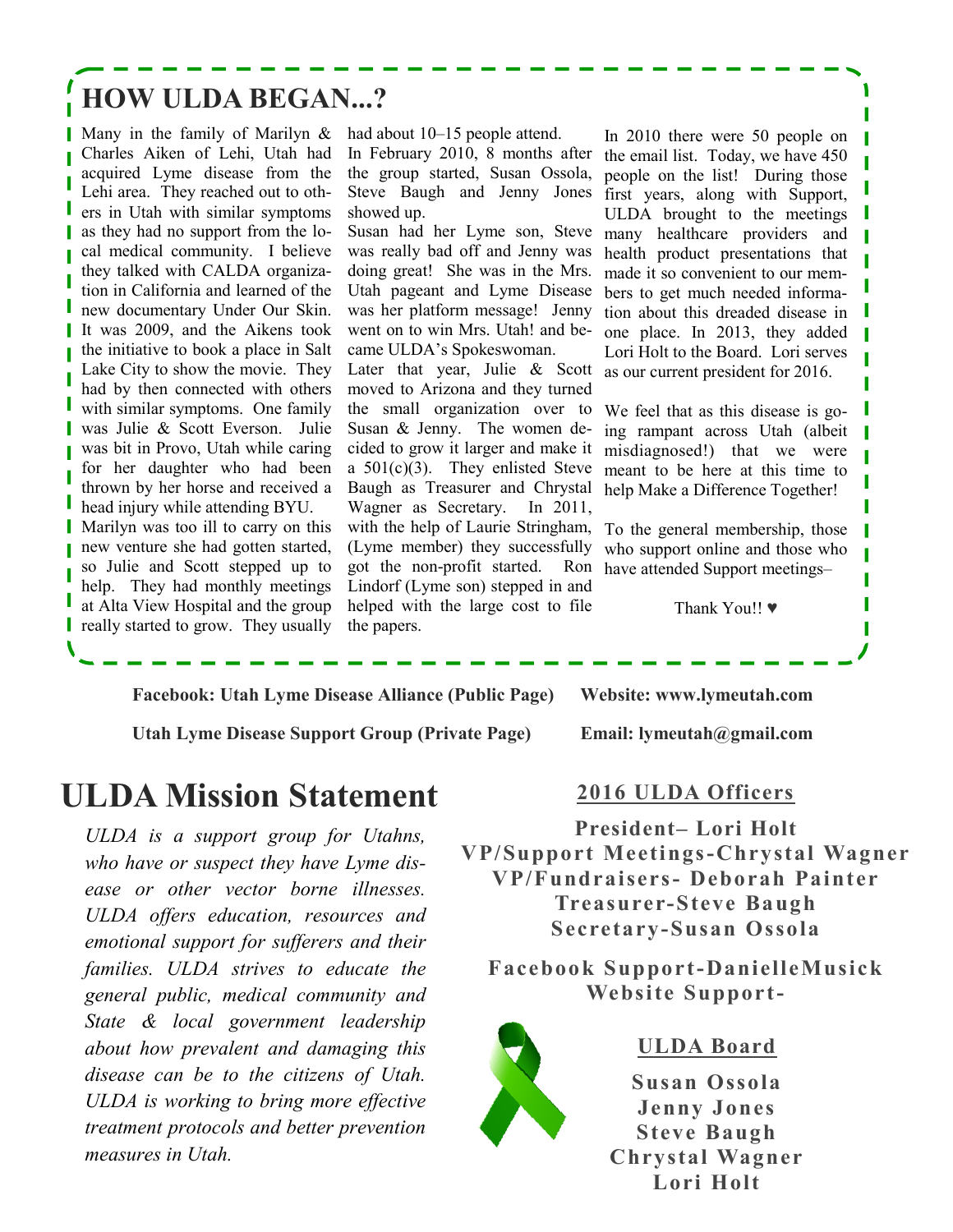## HOW ULDA BEGAN...?

Many in the family of Marilyn & Charles Aiken of Lehi, Utah had acquired Lyme disease from the Lehi area. They reached out to others in Utah with similar symptoms as they had no support from the local medical community. I believe they talked with CALDA organization in California and learned of the new documentary Under Our Skin. It was 2009, and the Aikens took the initiative to book a place in Salt Lake City to show the movie. They had by then connected with others with similar symptoms. One family was Julie & Scott Everson. Julie was bit in Provo, Utah while caring for her daughter who had been thrown by her horse and received a head injury while attending BYU.

Marilyn was too ill to carry on this new venture she had gotten started, so Julie and Scott stepped up to help. They had monthly meetings at Alta View Hospital and the group really started to grow. They usually had about 10–15 people attend.

In February 2010, 8 months after the group started, Susan Ossola, Steve Baugh and Jenny Jones showed up.

Susan had her Lyme son, Steve was really bad off and Jenny was doing great! She was in the Mrs. Utah pageant and Lyme Disease was her platform message! Jenny went on to win Mrs. Utah! and became ULDA's Spokeswoman.

Later that year, Julie & Scott moved to Arizona and they turned the small organization over to Susan & Jenny. The women decided to grow it larger and make it a 501(c)(3). They enlisted Steve Baugh as Treasurer and Chrystal Wagner as Secretary. In 2011, with the help of Laurie Stringham, (Lyme member) they successfully got the non-profit started. Ron Lindorf (Lyme son) stepped in and helped with the large cost to file the papers.

In 2010 there were 50 people on the email list. Today, we have 450 people on the list! During those first years, along with Support, ULDA brought to the meetings many healthcare providers and health product presentations that made it so convenient to our members to get much needed information about this dreaded disease in one place. In 2013, they added Lori Holt to the Board. Lori serves as our current president for 2016.

We feel that as this disease is going rampant across Utah (albeit misdiagnosed!) that we were meant to be here at this time to help Make a Difference Together!

To the general membership, those who support online and those who have attended Support meetings–

Thank You!! ♥

**Facebook: Utah Lyme Disease Alliance (Public Page)**

**Utah Lyme Disease Support Group (Private Page)**

**Website: www.lymeutah.com**

**Email: lymeutah@gmail.com**

# ULDA Mission Statement

*ULDA is a support group for Utahns, who have or suspect they have Lyme disease or other vector borne illnesses. ULDA offers education, resources and emotional support for sufferers and their families. ULDA strives to educate the general public, medical community and State & local government leadership about how prevalent and damaging this disease can be to the citizens of Utah. ULDA is working to bring more effective treatment protocols and better prevention measures in Utah.*

### 2016 ULDA Officers

**President– Lori Holt**
**VP/Support Meetings-Chrystal Wagner**
**VP/Fundraisers- Deborah Painter**
**Treasurer-Steve Baugh**
**Secretary-Susan Ossola**

**Facebook Support-DanielleMusick**
**Website Support-**

### ULDA Board

**Susan Ossola**
**Jenny Jones**
**Steve Baugh**
**Chrystal Wagner**
**Lori Holt**